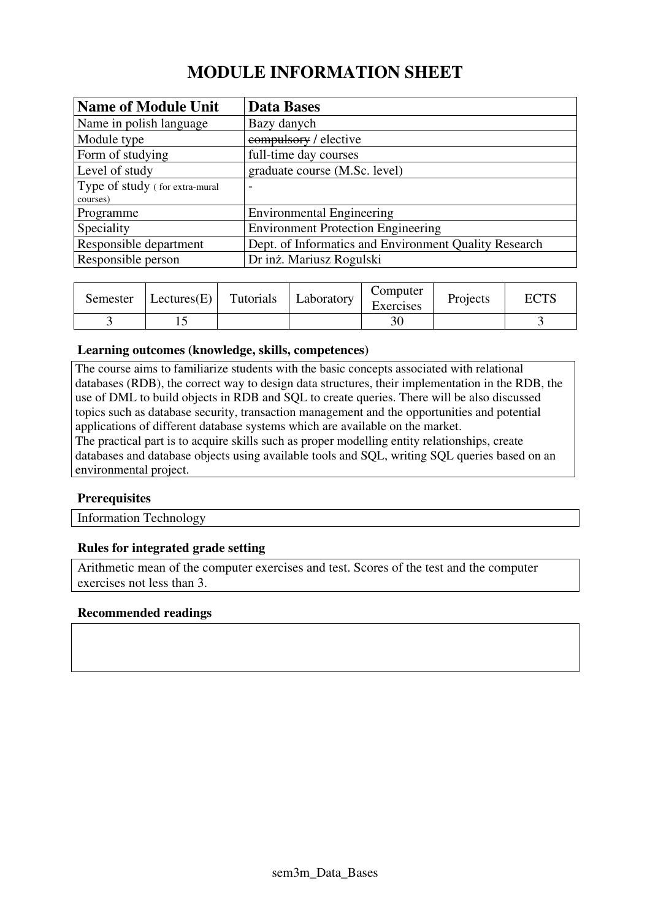# MODULE INFORMATION SHEET

| Name of Module Unit | Data Bases |
|---|---|
| Name in polish language | Bazy danych |
| Module type | ~~compulsory~~ / elective |
| Form of studying | full-time day courses |
| Level of study | graduate course (M.Sc. level) |
| Type of study ( for extra-mural courses) | - |
| Programme | Environmental Engineering |
| Speciality | Environment Protection Engineering |
| Responsible department | Dept. of Informatics and Environment Quality Research |
| Responsible person | Dr inż. Mariusz Rogulski |

| Semester | Lectures(E) | Tutorials | Laboratory | Computer Exercises | Projects | ECTS |
|---|---|---|---|---|---|---|
| 3 | 15 | | | 30 | | 3 |

### Learning outcomes (knowledge, skills, competences)

The course aims to familiarize students with the basic concepts associated with relational databases (RDB), the correct way to design data structures, their implementation in the RDB, the use of DML to build objects in RDB and SQL to create queries. There will be also discussed topics such as database security, transaction management and the opportunities and potential applications of different database systems which are available on the market.
The practical part is to acquire skills such as proper modelling entity relationships, create databases and database objects using available tools and SQL, writing SQL queries based on an environmental project.

### Prerequisites

Information Technology

### Rules for integrated grade setting

Arithmetic mean of the computer exercises and test. Scores of the test and the computer exercises not less than 3.

### Recommended readings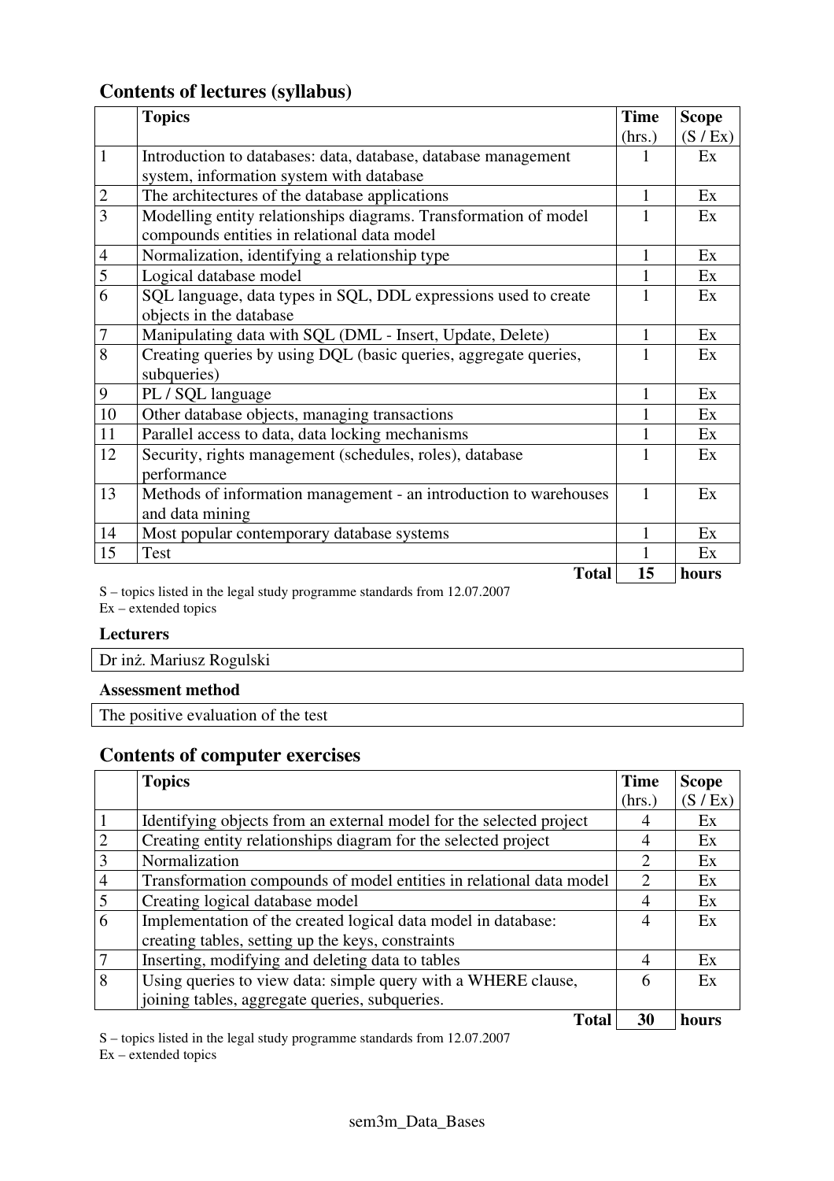## Contents of lectures (syllabus)

| | Topics | Time (hrs.) | Scope (S / Ex) |
|---|---|---|---|
| 1 | Introduction to databases: data, database, database management system, information system with database | 1 | Ex |
| 2 | The architectures of the database applications | 1 | Ex |
| 3 | Modelling entity relationships diagrams. Transformation of model compounds entities in relational data model | 1 | Ex |
| 4 | Normalization, identifying a relationship type | 1 | Ex |
| 5 | Logical database model | 1 | Ex |
| 6 | SQL language, data types in SQL, DDL expressions used to create objects in the database | 1 | Ex |
| 7 | Manipulating data with SQL (DML - Insert, Update, Delete) | 1 | Ex |
| 8 | Creating queries by using DQL (basic queries, aggregate queries, subqueries) | 1 | Ex |
| 9 | PL / SQL language | 1 | Ex |
| 10 | Other database objects, managing transactions | 1 | Ex |
| 11 | Parallel access to data, data locking mechanisms | 1 | Ex |
| 12 | Security, rights management (schedules, roles), database performance | 1 | Ex |
| 13 | Methods of information management - an introduction to warehouses and data mining | 1 | Ex |
| 14 | Most popular contemporary database systems | 1 | Ex |
| 15 | Test | 1 | Ex |
| | **Total** | **15** | **hours** |

S – topics listed in the legal study programme standards from 12.07.2007
Ex – extended topics

**Lecturers**

Dr inż. Mariusz Rogulski

**Assessment method**

The positive evaluation of the test

## Contents of computer exercises

| | Topics | Time (hrs.) | Scope (S / Ex) |
|---|---|---|---|
| 1 | Identifying objects from an external model for the selected project | 4 | Ex |
| 2 | Creating entity relationships diagram for the selected project | 4 | Ex |
| 3 | Normalization | 2 | Ex |
| 4 | Transformation compounds of model entities in relational data model | 2 | Ex |
| 5 | Creating logical database model | 4 | Ex |
| 6 | Implementation of the created logical data model in database: creating tables, setting up the keys, constraints | 4 | Ex |
| 7 | Inserting, modifying and deleting data to tables | 4 | Ex |
| 8 | Using queries to view data: simple query with a WHERE clause, joining tables, aggregate queries, subqueries. | 6 | Ex |
| | **Total** | **30** | **hours** |

S – topics listed in the legal study programme standards from 12.07.2007
Ex – extended topics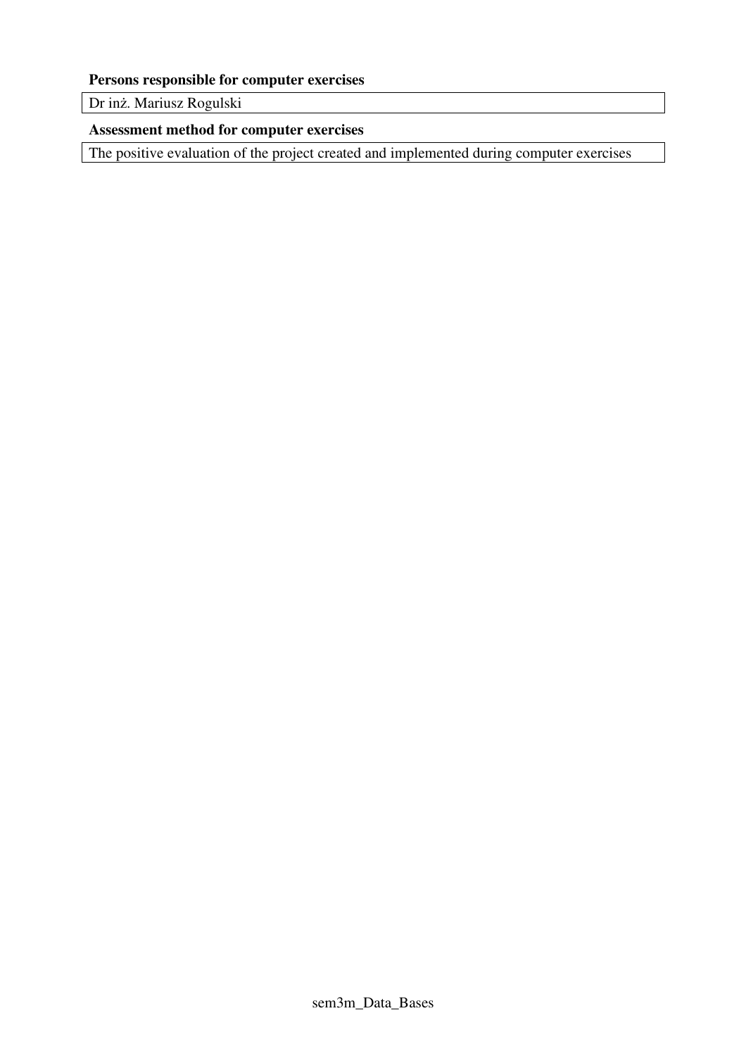**Persons responsible for computer exercises**

Dr inż. Mariusz Rogulski

**Assessment method for computer exercises**

The positive evaluation of the project created and implemented during computer exercises